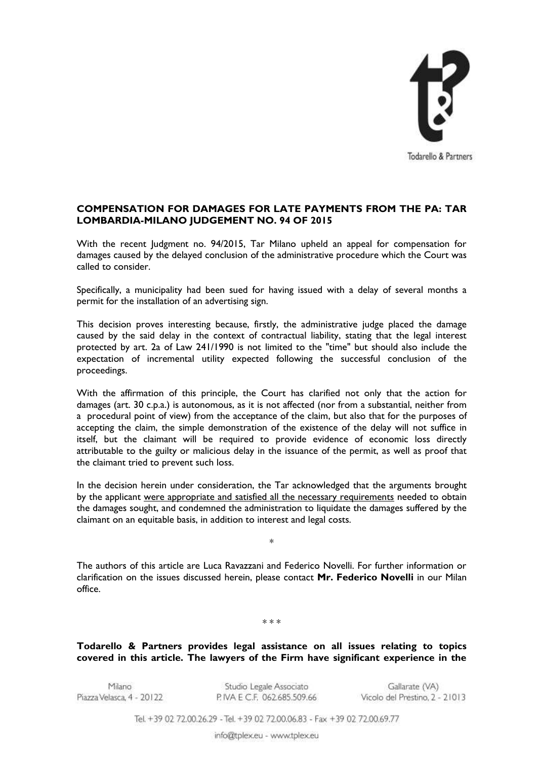## COMPENSATION FOR DAMAGES FOR LATE PAYMENTS FROM THE PA: TAR LOMBARDIA-MILANO JUDGEMENT NO. 94 OF 2015

With the recent Judgment no. 94/2015, Tar Milano upheld an appeal for compensation for damages caused by the delayed conclusion of the administrative procedure which the Court was called to consider.

Specifically, a municipality had been sued for having issued with a delay of several months a permit for the installation of an advertising sign.

This decision proves interesting because, firstly, the administrative judge placed the damage caused by the said delay in the context of contractual liability, stating that the legal interest protected by art. 2a of Law 241/1990 is not limited to the "time" but should also include the expectation of incremental utility expected following the successful conclusion of the proceedings.

With the affirmation of this principle, the Court has clarified not only that the action for damages (art. 30 c.p.a.) is autonomous, as it is not affected (nor from a substantial, neither from a procedural point of view) from the acceptance of the claim, but also that for the purposes of accepting the claim, the simple demonstration of the existence of the delay will not suffice in itself, but the claimant will be required to provide evidence of economic loss directly attributable to the guilty or malicious delay in the issuance of the permit, as well as proof that the claimant tried to prevent such loss.

In the decision herein under consideration, the Tar acknowledged that the arguments brought by the applicant were appropriate and satisfied all the necessary requirements needed to obtain the damages sought, and condemned the administration to liquidate the damages suffered by the claimant on an equitable basis, in addition to interest and legal costs.

*

The authors of this article are Luca Ravazzani and Federico Novelli. For further information or clarification on the issues discussed herein, please contact **Mr. Federico Novelli** in our Milan office.

* * *

**Todarello & Partners provides legal assistance on all issues relating to topics covered in this article. The lawyers of the Firm have significant experience in the**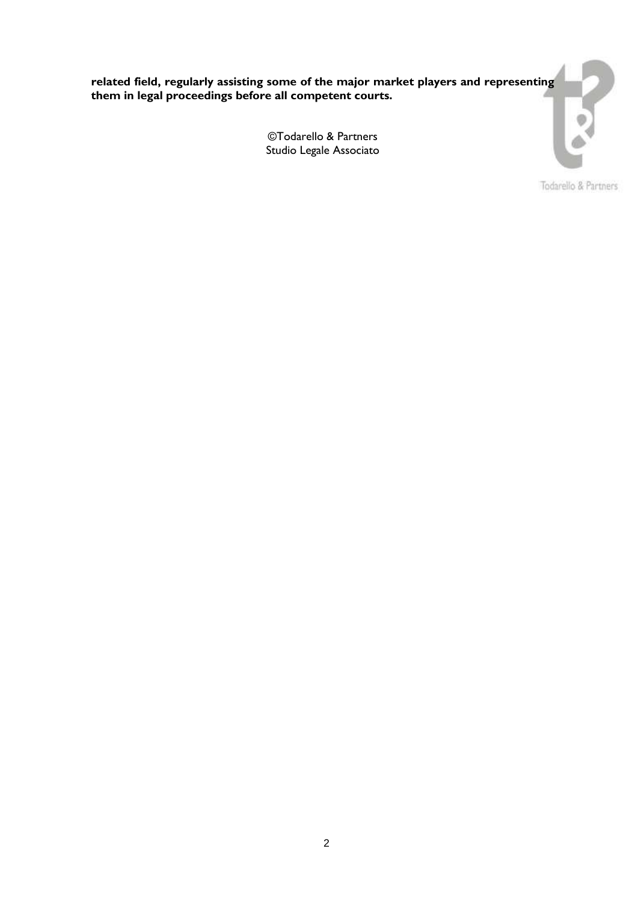**related field, regularly assisting some of the major market players and representing them in legal proceedings before all competent courts.**

©Todarello & Partners
Studio Legale Associato